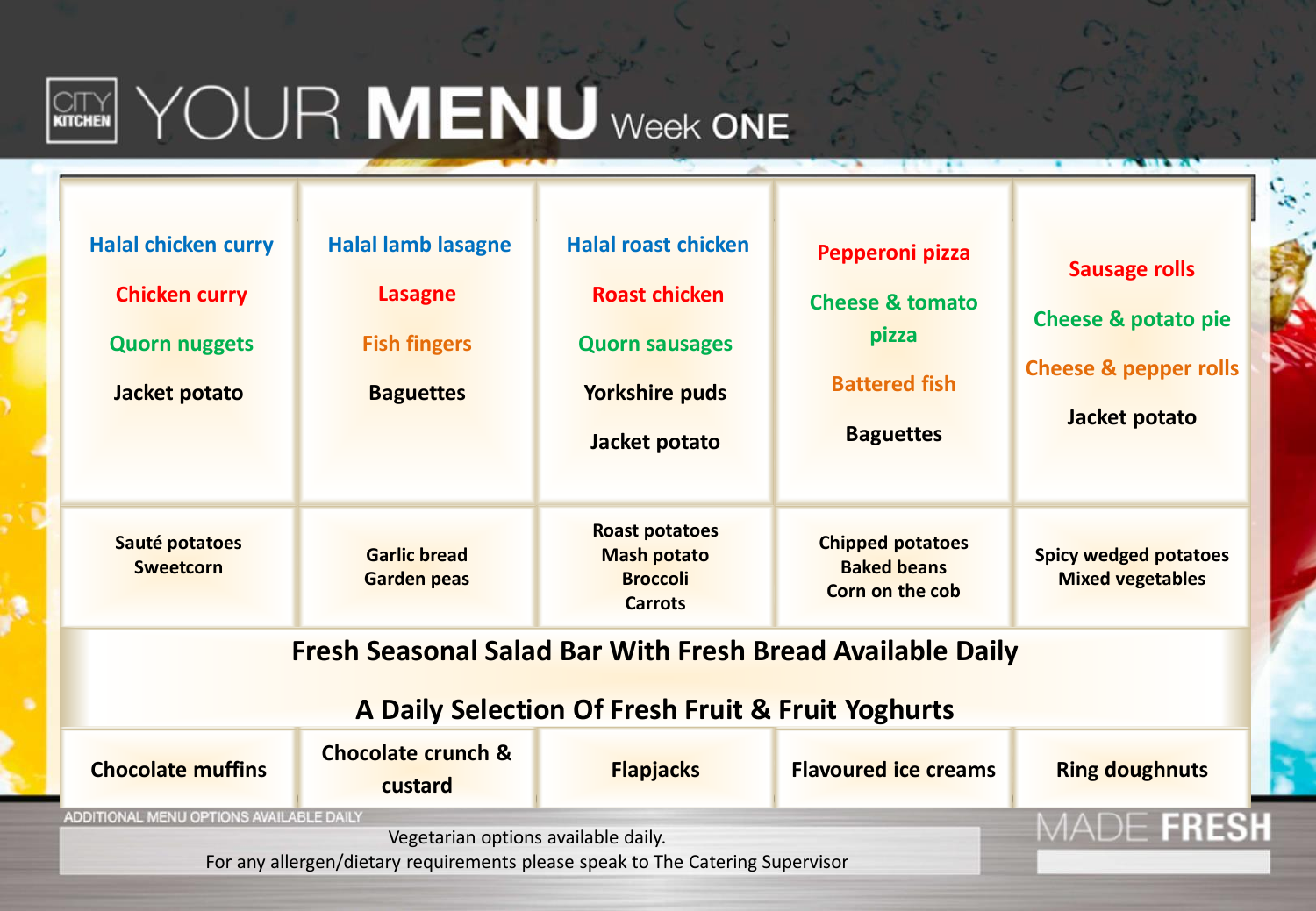# CITY KITCHEN YOUR MENU Week ONE

| | | | | |
|---|---|---|---|---|
| Halal chicken curry<br>Chicken curry<br>Quorn nuggets<br>Jacket potato | Halal lamb lasagne<br>Lasagne<br>Fish fingers<br>Baguettes | Halal roast chicken<br>Roast chicken<br>Quorn sausages<br>Yorkshire puds<br>Jacket potato | Pepperoni pizza<br>Cheese & tomato pizza<br>Battered fish<br>Baguettes | Sausage rolls<br>Cheese & potato pie<br>Cheese & pepper rolls<br>Jacket potato |
| Sauté potatoes<br>Sweetcorn | Garlic bread<br>Garden peas | Roast potatoes<br>Mash potato<br>Broccoli<br>Carrots | Chipped potatoes<br>Baked beans<br>Corn on the cob | Spicy wedged potatoes<br>Mixed vegetables |

**Fresh Seasonal Salad Bar With Fresh Bread Available Daily**

**A Daily Selection Of Fresh Fruit & Fruit Yoghurts**

| | | | | |
|---|---|---|---|---|
| Chocolate muffins | Chocolate crunch & custard | Flapjacks | Flavoured ice creams | Ring doughnuts |

ADDITIONAL MENU OPTIONS AVAILABLE DAILY

Vegetarian options available daily.
For any allergen/dietary requirements please speak to The Catering Supervisor

MADE FRESH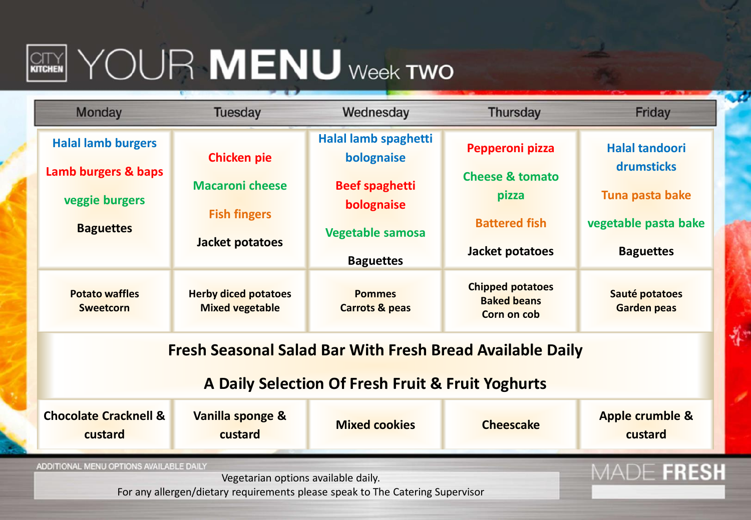# YOUR MENU Week TWO

| Monday | Tuesday | Wednesday | Thursday | Friday |
|---|---|---|---|---|
| Halal lamb burgers<br>Lamb burgers & baps<br>veggie burgers<br>Baguettes | Chicken pie<br>Macaroni cheese<br>Fish fingers<br>Jacket potatoes | Halal lamb spaghetti bolognaise<br>Beef spaghetti bolognaise<br>Vegetable samosa<br>Baguettes | Pepperoni pizza<br>Cheese & tomato pizza<br>Battered fish<br>Jacket potatoes | Halal tandoori drumsticks<br>Tuna pasta bake<br>vegetable pasta bake<br>Baguettes |
| Potato waffles<br>Sweetcorn | Herby diced potatoes<br>Mixed vegetable | Pommes<br>Carrots & peas | Chipped potatoes<br>Baked beans<br>Corn on cob | Sauté potatoes<br>Garden peas |
| Fresh Seasonal Salad Bar With Fresh Bread Available Daily<br>A Daily Selection Of Fresh Fruit & Fruit Yoghurts | | | | |
| Chocolate Cracknell & custard | Vanilla sponge & custard | Mixed cookies | Cheescake | Apple crumble & custard |

ADDITIONAL MENU OPTIONS AVAILABLE DAILY

Vegetarian options available daily.
For any allergen/dietary requirements please speak to The Catering Supervisor

MADE FRESH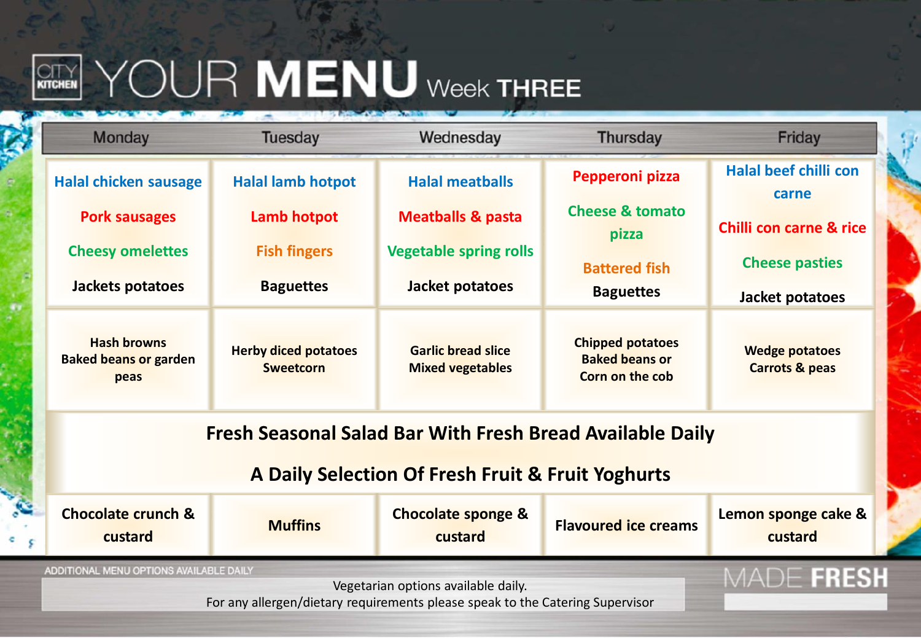# YOUR MENU Week THREE

| Monday | Tuesday | Wednesday | Thursday | Friday |
| --- | --- | --- | --- | --- |
| Halal chicken sausage<br>Pork sausages<br>Cheesy omelettes<br>Jackets potatoes | Halal lamb hotpot<br>Lamb hotpot<br>Fish fingers<br>Baguettes | Halal meatballs<br>Meatballs & pasta<br>Vegetable spring rolls<br>Jacket potatoes | Pepperoni pizza<br>Cheese & tomato pizza<br>Battered fish<br>Baguettes | Halal beef chilli con carne<br>Chilli con carne & rice<br>Cheese pasties<br>Jacket potatoes |
| Hash browns<br>Baked beans or garden peas | Herby diced potatoes<br>Sweetcorn | Garlic bread slice<br>Mixed vegetables | Chipped potatoes<br>Baked beans or<br>Corn on the cob | Wedge potatoes<br>Carrots & peas |
| Fresh Seasonal Salad Bar With Fresh Bread Available Daily<br>A Daily Selection Of Fresh Fruit & Fruit Yoghurts | | | | |
| Chocolate crunch & custard | Muffins | Chocolate sponge & custard | Flavoured ice creams | Lemon sponge cake & custard |

ADDITIONAL MENU OPTIONS AVAILABLE DAILY

Vegetarian options available daily.
For any allergen/dietary requirements please speak to the Catering Supervisor

MADE FRESH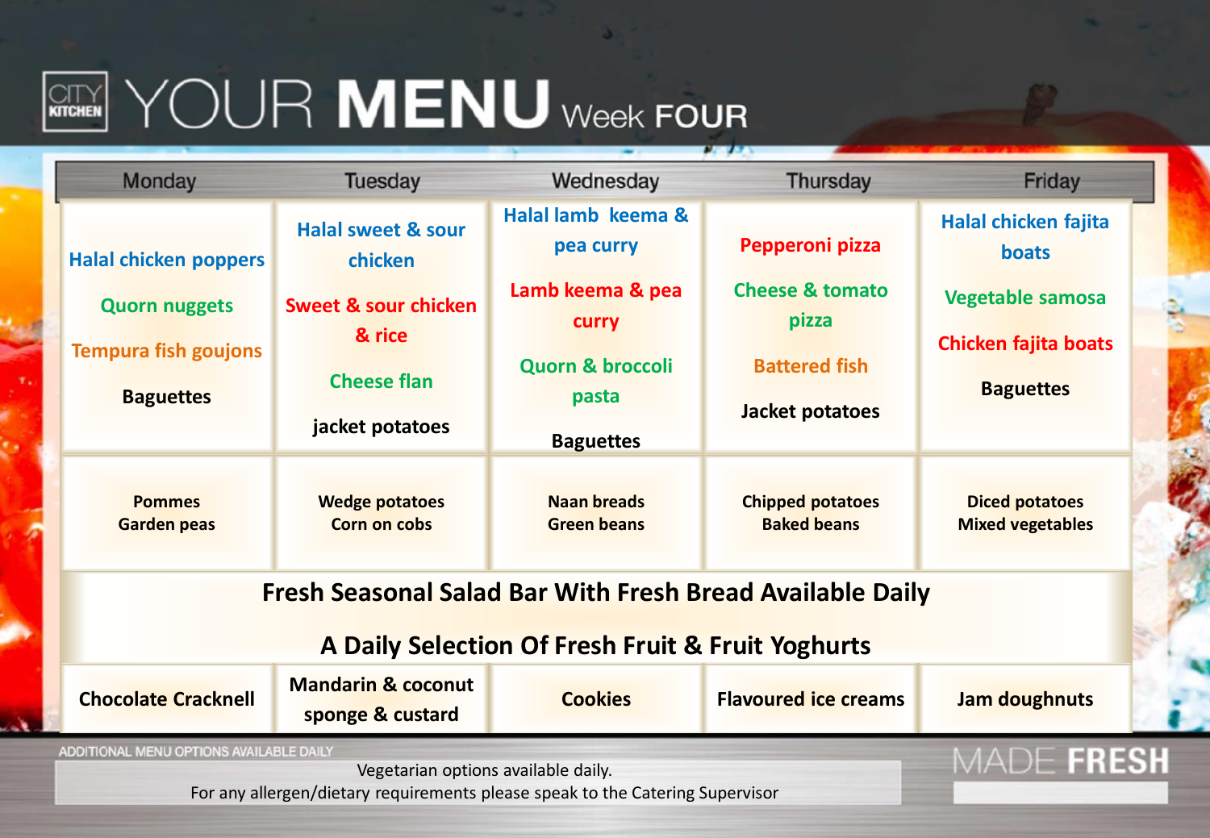# CITY KITCHEN YOUR MENU Week FOUR

| Monday | Tuesday | Wednesday | Thursday | Friday |
|---|---|---|---|---|
| Halal chicken poppers<br>Quorn nuggets<br>Tempura fish goujons<br>Baguettes | Halal sweet & sour chicken<br>Sweet & sour chicken & rice<br>Cheese flan<br>jacket potatoes | Halal lamb keema & pea curry<br>Lamb keema & pea curry<br>Quorn & broccoli pasta<br>Baguettes | Pepperoni pizza<br>Cheese & tomato pizza<br>Battered fish<br>Jacket potatoes | Halal chicken fajita boats<br>Vegetable samosa<br>Chicken fajita boats<br>Baguettes |
| Pommes<br>Garden peas | Wedge potatoes<br>Corn on cobs | Naan breads<br>Green beans | Chipped potatoes<br>Baked beans | Diced potatoes<br>Mixed vegetables |
| Fresh Seasonal Salad Bar With Fresh Bread Available Daily<br>A Daily Selection Of Fresh Fruit & Fruit Yoghurts | | | | |
| Chocolate Cracknell | Mandarin & coconut sponge & custard | Cookies | Flavoured ice creams | Jam doughnuts |

ADDITIONAL MENU OPTIONS AVAILABLE DAILY

Vegetarian options available daily.
For any allergen/dietary requirements please speak to the Catering Supervisor

MADE FRESH